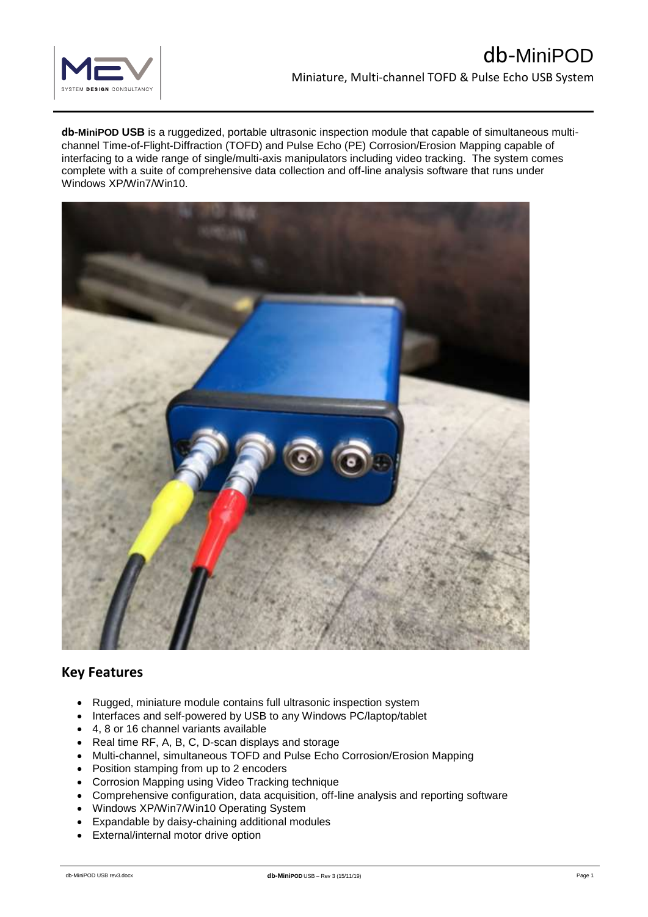# db-MiniPOD

Miniature, Multi-channel TOFD & Pulse Echo USB System

**db-MiniPOD USB** is a ruggedized, portable ultrasonic inspection module that capable of simultaneous multi-channel Time-of-Flight-Diffraction (TOFD) and Pulse Echo (PE) Corrosion/Erosion Mapping capable of interfacing to a wide range of single/multi-axis manipulators including video tracking. The system comes complete with a suite of comprehensive data collection and off-line analysis software that runs under Windows XP/Win7/Win10.

## Key Features

- Rugged, miniature module contains full ultrasonic inspection system
- Interfaces and self-powered by USB to any Windows PC/laptop/tablet
- 4, 8 or 16 channel variants available
- Real time RF, A, B, C, D-scan displays and storage
- Multi-channel, simultaneous TOFD and Pulse Echo Corrosion/Erosion Mapping
- Position stamping from up to 2 encoders
- Corrosion Mapping using Video Tracking technique
- Comprehensive configuration, data acquisition, off-line analysis and reporting software
- Windows XP/Win7/Win10 Operating System
- Expandable by daisy-chaining additional modules
- External/internal motor drive option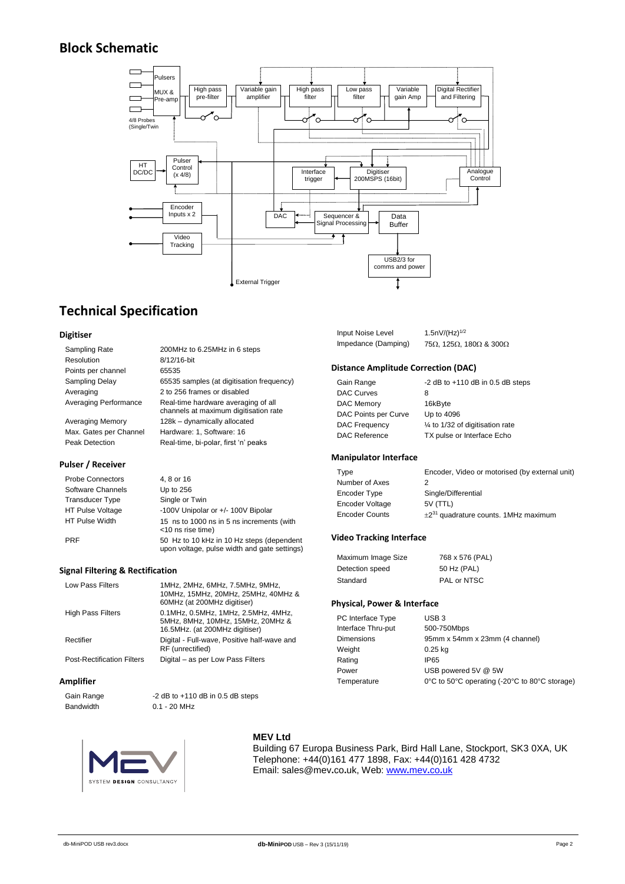## Block Schematic

Pulsers
MUX & Pre-amp
4/8 Probes (Single/Twin
High pass pre-filter
Variable gain amplifier
High pass filter
Low pass filter
Variable gain Amp
Digital Rectifier and Filtering
HT DC/DC
Pulser Control (x 4/8)
Interface trigger
Digitiser 200MSPS (16bit)
Analogue Control
Encoder Inputs x 2
DAC
Sequencer & Signal Processing
Data Buffer
Video Tracking
USB2/3 for comms and power
External Trigger

## Technical Specification

### Digitiser

| | |
|---|---|
| Sampling Rate | 200MHz to 6.25MHz in 6 steps |
| Resolution | 8/12/16-bit |
| Points per channel | 65535 |
| Sampling Delay | 65535 samples (at digitisation frequency) |
| Averaging | 2 to 256 frames or disabled |
| Averaging Performance | Real-time hardware averaging of all channels at maximum digitisation rate |
| Averaging Memory | 128k – dynamically allocated |
| Max. Gates per Channel | Hardware: 1, Software: 16 |
| Peak Detection | Real-time, bi-polar, first 'n' peaks |

### Pulser / Receiver

| | |
|---|---|
| Probe Connectors | 4, 8 or 16 |
| Software Channels | Up to 256 |
| Transducer Type | Single or Twin |
| HT Pulse Voltage | -100V Unipolar or +/- 100V Bipolar |
| HT Pulse Width | 15 ns to 1000 ns in 5 ns increments (with <10 ns rise time) |
| PRF | 50 Hz to 10 kHz in 10 Hz steps (dependent upon voltage, pulse width and gate settings) |

### Signal Filtering & Rectification

| | |
|---|---|
| Low Pass Filters | 1MHz, 2MHz, 6MHz, 7.5MHz, 9MHz, 10MHz, 15MHz, 20MHz, 25MHz, 40MHz & 60MHz (at 200MHz digitiser) |
| High Pass Filters | 0.1MHz, 0.5MHz, 1MHz, 2.5MHz, 4MHz, 5MHz, 8MHz, 10MHz, 15MHz, 20MHz & 16.5MHz. (at 200MHz digitiser) |
| Rectifier | Digital - Full-wave, Positive half-wave and RF (unrectified) |
| Post-Rectification Filters | Digital – as per Low Pass Filters |

### Amplifier

| | |
|---|---|
| Gain Range | -2 dB to +110 dB in 0.5 dB steps |
| Bandwidth | 0.1 - 20 MHz |
| Input Noise Level | 1.5nV/(Hz)$^{1/2}$ |
| Impedance (Damping) | 75Ω, 125Ω, 180Ω & 300Ω |

### Distance Amplitude Correction (DAC)

| | |
|---|---|
| Gain Range | -2 dB to +110 dB in 0.5 dB steps |
| DAC Curves | 8 |
| DAC Memory | 16kByte |
| DAC Points per Curve | Up to 4096 |
| DAC Frequency | ¼ to 1/32 of digitisation rate |
| DAC Reference | TX pulse or Interface Echo |

### Manipulator Interface

| | |
|---|---|
| Type | Encoder, Video or motorised (by external unit) |
| Number of Axes | 2 |
| Encoder Type | Single/Differential |
| Encoder Voltage | 5V (TTL) |
| Encoder Counts | $\pm 2^{31}$ quadrature counts. 1MHz maximum |

### Video Tracking Interface

| | |
|---|---|
| Maximum Image Size | 768 x 576 (PAL) |
| Detection speed | 50 Hz (PAL) |
| Standard | PAL or NTSC |

### Physical, Power & Interface

| | |
|---|---|
| PC Interface Type | USB 3 |
| Interface Thru-put | 500-750Mbps |
| Dimensions | 95mm x 54mm x 23mm (4 channel) |
| Weight | 0.25 kg |
| Rating | IP65 |
| Power | USB powered 5V @ 5W |
| Temperature | 0°C to 50°C operating (-20°C to 80°C storage) |

MEV
SYSTEM DESIGN CONSULTANCY

**MEV Ltd**
Building 67 Europa Business Park, Bird Hall Lane, Stockport, SK3 0XA, UK
Telephone: +44(0)161 477 1898, Fax: +44(0)161 428 4732
Email: sales@mev.co.uk, Web: www.mev.co.uk